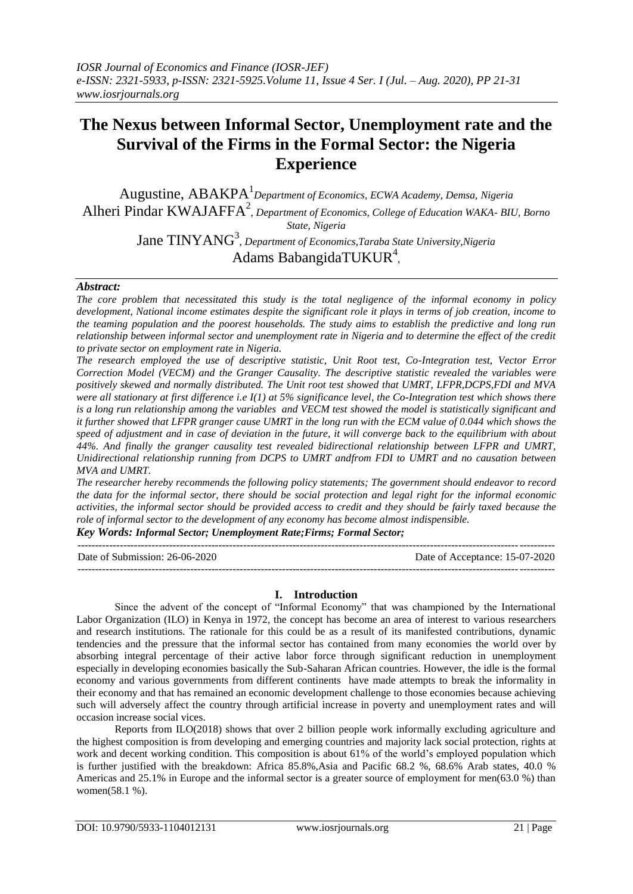# The Nexus between Informal Sector, Unemployment rate and the Survival of the Firms in the Formal Sector: the Nigeria Experience

Augustine, ABAKPA[1] *Department of Economics, ECWA Academy, Demsa, Nigeria*
Alheri Pindar KWAJAFFA[2], *Department of Economics, College of Education WAKA- BIU, Borno State, Nigeria*
Jane TINYANG[3], *Department of Economics,Taraba State University,Nigeria*
Adams BabangidaTUKUR[4],

***Abstract:***

*The core problem that necessitated this study is the total negligence of the informal economy in policy development, National income estimates despite the significant role it plays in terms of job creation, income to the teaming population and the poorest households. The study aims to establish the predictive and long run relationship between informal sector and unemployment rate in Nigeria and to determine the effect of the credit to private sector on employment rate in Nigeria.*

*The research employed the use of descriptive statistic, Unit Root test, Co-Integration test, Vector Error Correction Model (VECM) and the Granger Causality. The descriptive statistic revealed the variables were positively skewed and normally distributed. The Unit root test showed that UMRT, LFPR,DCPS,FDI and MVA were all stationary at first difference i.e I(1) at 5% significance level, the Co-Integration test which shows there is a long run relationship among the variables and VECM test showed the model is statistically significant and it further showed that LFPR granger cause UMRT in the long run with the ECM value of 0.044 which shows the speed of adjustment and in case of deviation in the future, it will converge back to the equilibrium with about 44%. And finally the granger causality test revealed bidirectional relationship between LFPR and UMRT, Unidirectional relationship running from DCPS to UMRT andfrom FDI to UMRT and no causation between MVA and UMRT.*

*The researcher hereby recommends the following policy statements; The government should endeavor to record the data for the informal sector, there should be social protection and legal right for the informal economic activities, the informal sector should be provided access to credit and they should be fairly taxed because the role of informal sector to the development of any economy has become almost indispensible.*

***Key Words: Informal Sector; Unemployment Rate;Firms; Formal Sector;***

Date of Submission: 26-06-2020 Date of Acceptance: 15-07-2020

## I. Introduction

Since the advent of the concept of "Informal Economy" that was championed by the International Labor Organization (ILO) in Kenya in 1972, the concept has become an area of interest to various researchers and research institutions. The rationale for this could be as a result of its manifested contributions, dynamic tendencies and the pressure that the informal sector has contained from many economies the world over by absorbing integral percentage of their active labor force through significant reduction in unemployment especially in developing economies basically the Sub-Saharan African countries. However, the idle is the formal economy and various governments from different continents have made attempts to break the informality in their economy and that has remained an economic development challenge to those economies because achieving such will adversely affect the country through artificial increase in poverty and unemployment rates and will occasion increase social vices.

Reports from ILO(2018) shows that over 2 billion people work informally excluding agriculture and the highest composition is from developing and emerging countries and majority lack social protection, rights at work and decent working condition. This composition is about 61% of the world's employed population which is further justified with the breakdown: Africa 85.8%,Asia and Pacific 68.2 %, 68.6% Arab states, 40.0 % Americas and 25.1% in Europe and the informal sector is a greater source of employment for men(63.0 %) than women(58.1 %).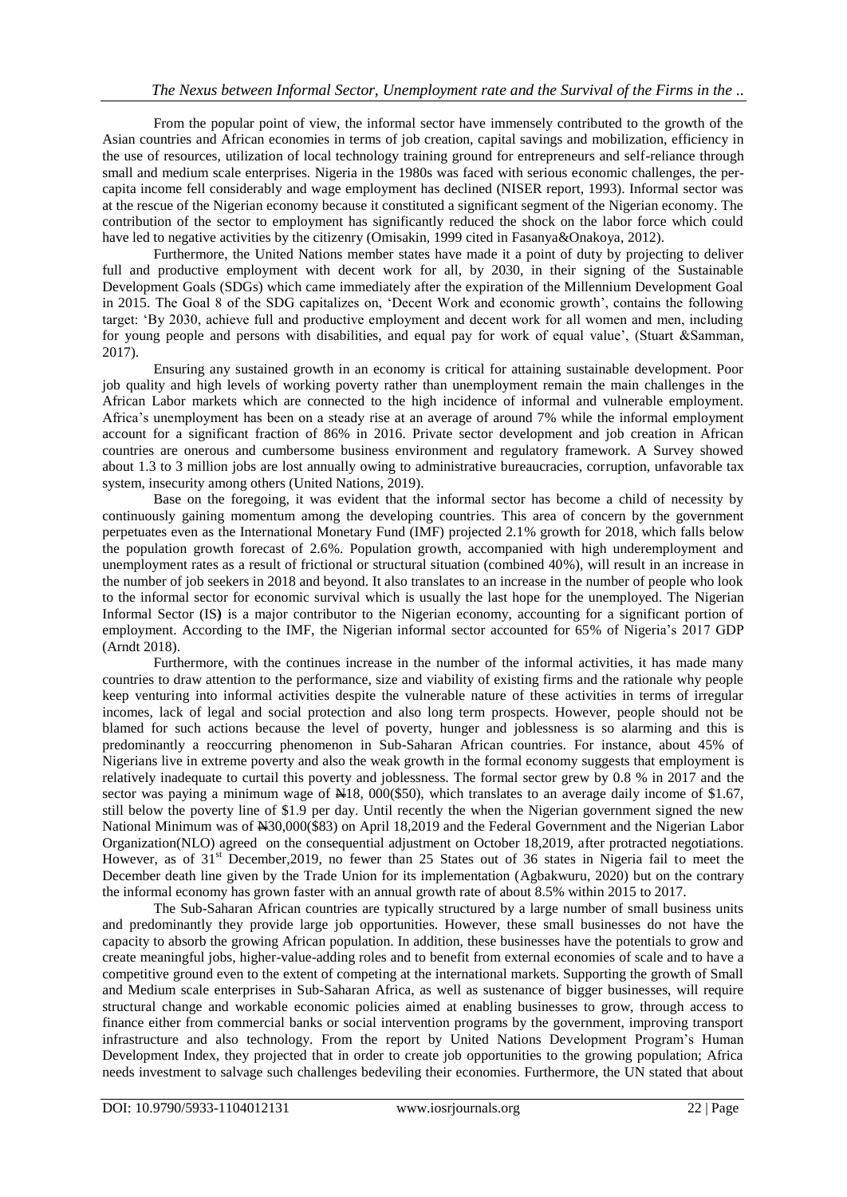From the popular point of view, the informal sector have immensely contributed to the growth of the Asian countries and African economies in terms of job creation, capital savings and mobilization, efficiency in the use of resources, utilization of local technology training ground for entrepreneurs and self-reliance through small and medium scale enterprises. Nigeria in the 1980s was faced with serious economic challenges, the per-capita income fell considerably and wage employment has declined (NISER report, 1993). Informal sector was at the rescue of the Nigerian economy because it constituted a significant segment of the Nigerian economy. The contribution of the sector to employment has significantly reduced the shock on the labor force which could have led to negative activities by the citizenry (Omisakin, 1999 cited in Fasanya&Onakoya, 2012).

Furthermore, the United Nations member states have made it a point of duty by projecting to deliver full and productive employment with decent work for all, by 2030, in their signing of the Sustainable Development Goals (SDGs) which came immediately after the expiration of the Millennium Development Goal in 2015. The Goal 8 of the SDG capitalizes on, 'Decent Work and economic growth', contains the following target: 'By 2030, achieve full and productive employment and decent work for all women and men, including for young people and persons with disabilities, and equal pay for work of equal value', (Stuart &Samman, 2017).

Ensuring any sustained growth in an economy is critical for attaining sustainable development. Poor job quality and high levels of working poverty rather than unemployment remain the main challenges in the African Labor markets which are connected to the high incidence of informal and vulnerable employment. Africa's unemployment has been on a steady rise at an average of around 7% while the informal employment account for a significant fraction of 86% in 2016. Private sector development and job creation in African countries are onerous and cumbersome business environment and regulatory framework. A Survey showed about 1.3 to 3 million jobs are lost annually owing to administrative bureaucracies, corruption, unfavorable tax system, insecurity among others (United Nations, 2019).

Base on the foregoing, it was evident that the informal sector has become a child of necessity by continuously gaining momentum among the developing countries. This area of concern by the government perpetuates even as the International Monetary Fund (IMF) projected 2.1% growth for 2018, which falls below the population growth forecast of 2.6%. Population growth, accompanied with high underemployment and unemployment rates as a result of frictional or structural situation (combined 40%), will result in an increase in the number of job seekers in 2018 and beyond. It also translates to an increase in the number of people who look to the informal sector for economic survival which is usually the last hope for the unemployed. The Nigerian Informal Sector (IS) is a major contributor to the Nigerian economy, accounting for a significant portion of employment. According to the IMF, the Nigerian informal sector accounted for 65% of Nigeria's 2017 GDP (Arndt 2018).

Furthermore, with the continues increase in the number of the informal activities, it has made many countries to draw attention to the performance, size and viability of existing firms and the rationale why people keep venturing into informal activities despite the vulnerable nature of these activities in terms of irregular incomes, lack of legal and social protection and also long term prospects. However, people should not be blamed for such actions because the level of poverty, hunger and joblessness is so alarming and this is predominantly a reoccurring phenomenon in Sub-Saharan African countries. For instance, about 45% of Nigerians live in extreme poverty and also the weak growth in the formal economy suggests that employment is relatively inadequate to curtail this poverty and joblessness. The formal sector grew by 0.8 % in 2017 and the sector was paying a minimum wage of ₦18, 000($50), which translates to an average daily income of $1.67, still below the poverty line of $1.9 per day. Until recently the when the Nigerian government signed the new National Minimum was of ₦30,000($83) on April 18,2019 and the Federal Government and the Nigerian Labor Organization(NLO) agreed on the consequential adjustment on October 18,2019, after protracted negotiations. However, as of 31st December,2019, no fewer than 25 States out of 36 states in Nigeria fail to meet the December death line given by the Trade Union for its implementation (Agbakwuru, 2020) but on the contrary the informal economy has grown faster with an annual growth rate of about 8.5% within 2015 to 2017.

The Sub-Saharan African countries are typically structured by a large number of small business units and predominantly they provide large job opportunities. However, these small businesses do not have the capacity to absorb the growing African population. In addition, these businesses have the potentials to grow and create meaningful jobs, higher-value-adding roles and to benefit from external economies of scale and to have a competitive ground even to the extent of competing at the international markets. Supporting the growth of Small and Medium scale enterprises in Sub-Saharan Africa, as well as sustenance of bigger businesses, will require structural change and workable economic policies aimed at enabling businesses to grow, through access to finance either from commercial banks or social intervention programs by the government, improving transport infrastructure and also technology. From the report by United Nations Development Program's Human Development Index, they projected that in order to create job opportunities to the growing population; Africa needs investment to salvage such challenges bedeviling their economies. Furthermore, the UN stated that about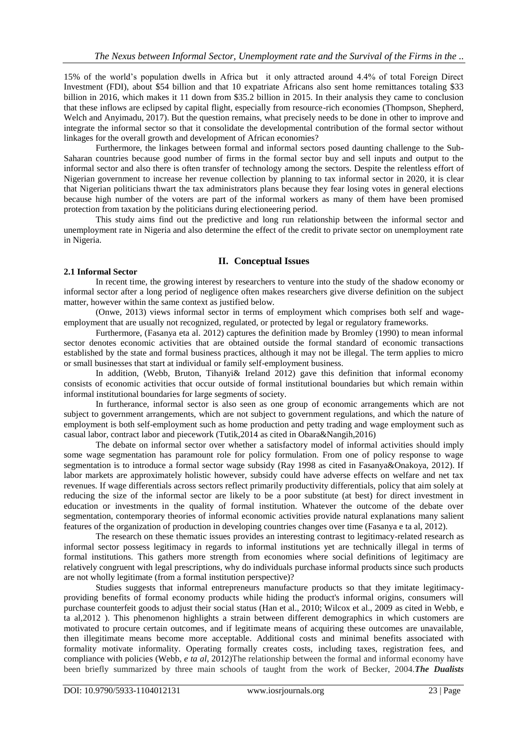15% of the world's population dwells in Africa but it only attracted around 4.4% of total Foreign Direct Investment (FDI), about $54 billion and that 10 expatriate Africans also sent home remittances totaling $33 billion in 2016, which makes it 11 down from $35.2 billion in 2015. In their analysis they came to conclusion that these inflows are eclipsed by capital flight, especially from resource-rich economies (Thompson, Shepherd, Welch and Anyimadu, 2017). But the question remains, what precisely needs to be done in other to improve and integrate the informal sector so that it consolidate the developmental contribution of the formal sector without linkages for the overall growth and development of African economies?

Furthermore, the linkages between formal and informal sectors posed daunting challenge to the Sub-Saharan countries because good number of firms in the formal sector buy and sell inputs and output to the informal sector and also there is often transfer of technology among the sectors. Despite the relentless effort of Nigerian government to increase her revenue collection by planning to tax informal sector in 2020, it is clear that Nigerian politicians thwart the tax administrators plans because they fear losing votes in general elections because high number of the voters are part of the informal workers as many of them have been promised protection from taxation by the politicians during electioneering period.

This study aims find out the predictive and long run relationship between the informal sector and unemployment rate in Nigeria and also determine the effect of the credit to private sector on unemployment rate in Nigeria.

## II. Conceptual Issues

### 2.1 Informal Sector

In recent time, the growing interest by researchers to venture into the study of the shadow economy or informal sector after a long period of negligence often makes researchers give diverse definition on the subject matter, however within the same context as justified below.

(Onwe, 2013) views informal sector in terms of employment which comprises both self and wage-employment that are usually not recognized, regulated, or protected by legal or regulatory frameworks.

Furthermore, (Fasanya eta al. 2012) captures the definition made by Bromley (1990) to mean informal sector denotes economic activities that are obtained outside the formal standard of economic transactions established by the state and formal business practices, although it may not be illegal. The term applies to micro or small businesses that start at individual or family self-employment business.

In addition, (Webb, Bruton, Tihanyi& Ireland 2012) gave this definition that informal economy consists of economic activities that occur outside of formal institutional boundaries but which remain within informal institutional boundaries for large segments of society.

In furtherance, informal sector is also seen as one group of economic arrangements which are not subject to government arrangements, which are not subject to government regulations, and which the nature of employment is both self-employment such as home production and petty trading and wage employment such as casual labor, contract labor and piecework (Tutik,2014 as cited in Obara&Nangih,2016)

The debate on informal sector over whether a satisfactory model of informal activities should imply some wage segmentation has paramount role for policy formulation. From one of policy response to wage segmentation is to introduce a formal sector wage subsidy (Ray 1998 as cited in Fasanya&Onakoya, 2012). If labor markets are approximately holistic however, subsidy could have adverse effects on welfare and net tax revenues. If wage differentials across sectors reflect primarily productivity differentials, policy that aim solely at reducing the size of the informal sector are likely to be a poor substitute (at best) for direct investment in education or investments in the quality of formal institution. Whatever the outcome of the debate over segmentation, contemporary theories of informal economic activities provide natural explanations many salient features of the organization of production in developing countries changes over time (Fasanya e ta al, 2012).

The research on these thematic issues provides an interesting contrast to legitimacy-related research as informal sector possess legitimacy in regards to informal institutions yet are technically illegal in terms of formal institutions. This gathers more strength from economies where social definitions of legitimacy are relatively congruent with legal prescriptions, why do individuals purchase informal products since such products are not wholly legitimate (from a formal institution perspective)?

Studies suggests that informal entrepreneurs manufacture products so that they imitate legitimacy-providing benefits of formal economy products while hiding the product's informal origins, consumers will purchase counterfeit goods to adjust their social status (Han et al., 2010; Wilcox et al., 2009 as cited in Webb, e ta al,2012 ). This phenomenon highlights a strain between different demographics in which customers are motivated to procure certain outcomes, and if legitimate means of acquiring these outcomes are unavailable, then illegitimate means become more acceptable. Additional costs and minimal benefits associated with formality motivate informality. Operating formally creates costs, including taxes, registration fees, and compliance with policies (Webb, *e ta al*, 2012)The relationship between the formal and informal economy have been briefly summarized by three main schools of taught from the work of Becker, 2004.***The Dualists***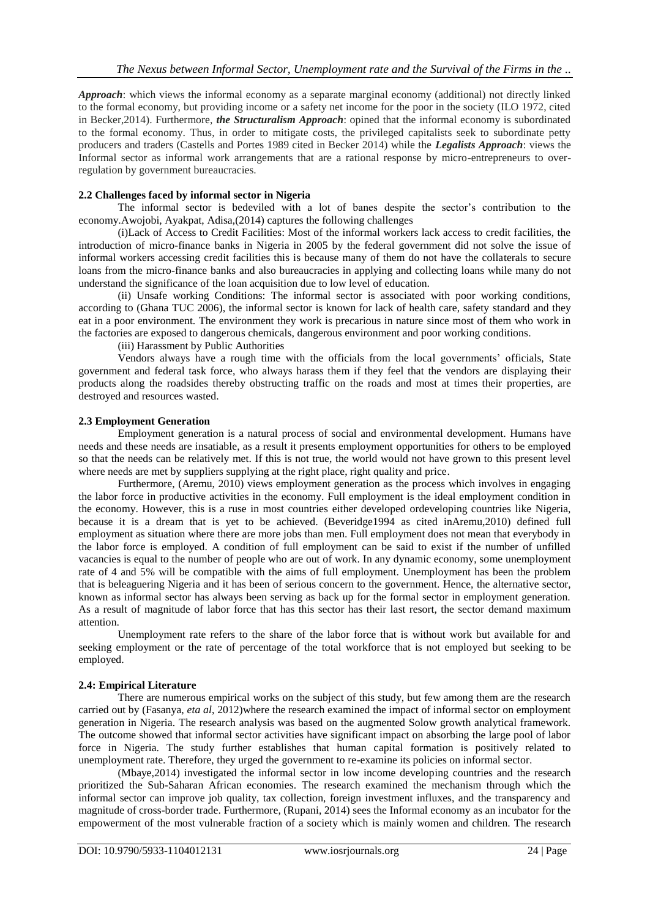***Approach***: which views the informal economy as a separate marginal economy (additional) not directly linked to the formal economy, but providing income or a safety net income for the poor in the society (ILO 1972, cited in Becker,2014). Furthermore, ***the Structuralism Approach***: opined that the informal economy is subordinated to the formal economy. Thus, in order to mitigate costs, the privileged capitalists seek to subordinate petty producers and traders (Castells and Portes 1989 cited in Becker 2014) while the ***Legalists Approach***: views the Informal sector as informal work arrangements that are a rational response by micro-entrepreneurs to over-regulation by government bureaucracies.

### 2.2 Challenges faced by informal sector in Nigeria

The informal sector is bedeviled with a lot of banes despite the sector's contribution to the economy.Awojobi, Ayakpat, Adisa,(2014) captures the following challenges

(i)Lack of Access to Credit Facilities: Most of the informal workers lack access to credit facilities, the introduction of micro-finance banks in Nigeria in 2005 by the federal government did not solve the issue of informal workers accessing credit facilities this is because many of them do not have the collaterals to secure loans from the micro-finance banks and also bureaucracies in applying and collecting loans while many do not understand the significance of the loan acquisition due to low level of education.

(ii) Unsafe working Conditions: The informal sector is associated with poor working conditions, according to (Ghana TUC 2006), the informal sector is known for lack of health care, safety standard and they eat in a poor environment. The environment they work is precarious in nature since most of them who work in the factories are exposed to dangerous chemicals, dangerous environment and poor working conditions.

(iii) Harassment by Public Authorities

Vendors always have a rough time with the officials from the local governments' officials, State government and federal task force, who always harass them if they feel that the vendors are displaying their products along the roadsides thereby obstructing traffic on the roads and most at times their properties, are destroyed and resources wasted.

### 2.3 Employment Generation

Employment generation is a natural process of social and environmental development. Humans have needs and these needs are insatiable, as a result it presents employment opportunities for others to be employed so that the needs can be relatively met. If this is not true, the world would not have grown to this present level where needs are met by suppliers supplying at the right place, right quality and price.

Furthermore, (Aremu, 2010) views employment generation as the process which involves in engaging the labor force in productive activities in the economy. Full employment is the ideal employment condition in the economy. However, this is a ruse in most countries either developed ordeveloping countries like Nigeria, because it is a dream that is yet to be achieved. (Beveridge1994 as cited inAremu,2010) defined full employment as situation where there are more jobs than men. Full employment does not mean that everybody in the labor force is employed. A condition of full employment can be said to exist if the number of unfilled vacancies is equal to the number of people who are out of work. In any dynamic economy, some unemployment rate of 4 and 5% will be compatible with the aims of full employment. Unemployment has been the problem that is beleaguering Nigeria and it has been of serious concern to the government. Hence, the alternative sector, known as informal sector has always been serving as back up for the formal sector in employment generation. As a result of magnitude of labor force that has this sector has their last resort, the sector demand maximum attention.

Unemployment rate refers to the share of the labor force that is without work but available for and seeking employment or the rate of percentage of the total workforce that is not employed but seeking to be employed.

### 2.4: Empirical Literature

There are numerous empirical works on the subject of this study, but few among them are the research carried out by (Fasanya, *eta al*, 2012)where the research examined the impact of informal sector on employment generation in Nigeria. The research analysis was based on the augmented Solow growth analytical framework. The outcome showed that informal sector activities have significant impact on absorbing the large pool of labor force in Nigeria. The study further establishes that human capital formation is positively related to unemployment rate. Therefore, they urged the government to re-examine its policies on informal sector.

(Mbaye,2014) investigated the informal sector in low income developing countries and the research prioritized the Sub-Saharan African economies. The research examined the mechanism through which the informal sector can improve job quality, tax collection, foreign investment influxes, and the transparency and magnitude of cross-border trade. Furthermore, (Rupani, 2014) sees the Informal economy as an incubator for the empowerment of the most vulnerable fraction of a society which is mainly women and children. The research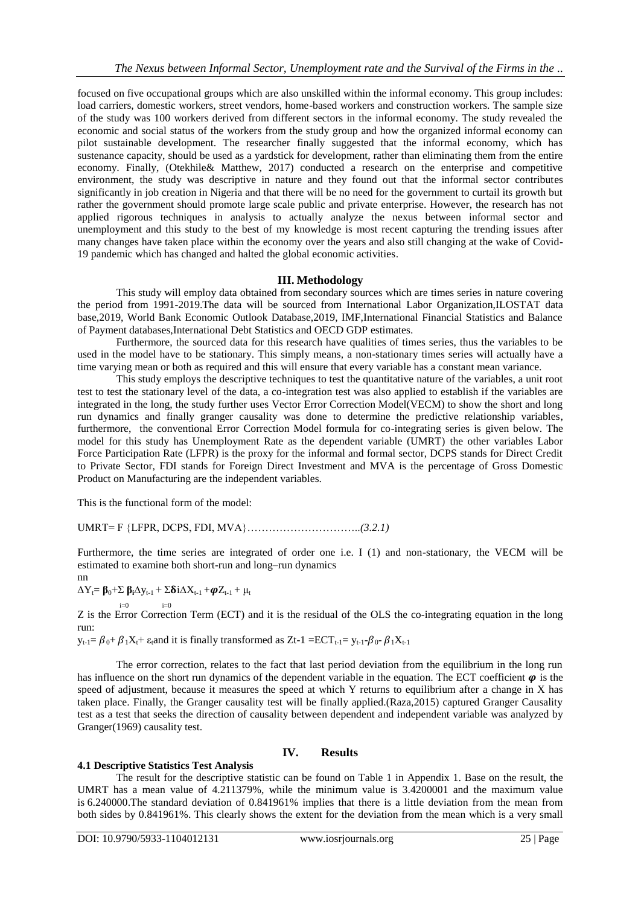focused on five occupational groups which are also unskilled within the informal economy. This group includes: load carriers, domestic workers, street vendors, home-based workers and construction workers. The sample size of the study was 100 workers derived from different sectors in the informal economy. The study revealed the economic and social status of the workers from the study group and how the organized informal economy can pilot sustainable development. The researcher finally suggested that the informal economy, which has sustenance capacity, should be used as a yardstick for development, rather than eliminating them from the entire economy. Finally, (Otekhile& Matthew, 2017) conducted a research on the enterprise and competitive environment, the study was descriptive in nature and they found out that the informal sector contributes significantly in job creation in Nigeria and that there will be no need for the government to curtail its growth but rather the government should promote large scale public and private enterprise. However, the research has not applied rigorous techniques in analysis to actually analyze the nexus between informal sector and unemployment and this study to the best of my knowledge is most recent capturing the trending issues after many changes have taken place within the economy over the years and also still changing at the wake of Covid-19 pandemic which has changed and halted the global economic activities.

## III. Methodology

This study will employ data obtained from secondary sources which are times series in nature covering the period from 1991-2019.The data will be sourced from International Labor Organization,ILOSTAT data base,2019, World Bank Economic Outlook Database,2019, IMF,International Financial Statistics and Balance of Payment databases,International Debt Statistics and OECD GDP estimates.

Furthermore, the sourced data for this research have qualities of times series, thus the variables to be used in the model have to be stationary. This simply means, a non-stationary times series will actually have a time varying mean or both as required and this will ensure that every variable has a constant mean variance.

This study employs the descriptive techniques to test the quantitative nature of the variables, a unit root test to test the stationary level of the data, a co-integration test was also applied to establish if the variables are integrated in the long, the study further uses Vector Error Correction Model(VECM) to show the short and long run dynamics and finally granger causality was done to determine the predictive relationship variables, furthermore, the conventional Error Correction Model formula for co-integrating series is given below. The model for this study has Unemployment Rate as the dependent variable (UMRT) the other variables Labor Force Participation Rate (LFPR) is the proxy for the informal and formal sector, DCPS stands for Direct Credit to Private Sector, FDI stands for Foreign Direct Investment and MVA is the percentage of Gross Domestic Product on Manufacturing are the independent variables.

This is the functional form of the model:

UMRT= F {LFPR, DCPS, FDI, MVA}…………………………..*(3.2.1)*

Furthermore, the time series are integrated of order one i.e. I (1) and non-stationary, the VECM will be estimated to examine both short-run and long–run dynamics

$$\Delta Y_t = \beta_0 + \sum_{i=0}^{n} \beta_i \Delta y_{t-1} + \sum_{i=0}^{n} \delta_i \Delta X_{t-1} + \varphi Z_{t-1} + \mu_t$$

Z is the Error Correction Term (ECT) and it is the residual of the OLS the co-integrating equation in the long run:

$y_{t-1} = \beta_0 + \beta_1 X_t + \varepsilon_t$ and it is finally transformed as $Z_{t-1} = ECT_{t-1} = y_{t-1} - \beta_0 - \beta_1 X_{t-1}$

The error correction, relates to the fact that last period deviation from the equilibrium in the long run has influence on the short run dynamics of the dependent variable in the equation. The ECT coefficient $\varphi$ is the speed of adjustment, because it measures the speed at which Y returns to equilibrium after a change in X has taken place. Finally, the Granger causality test will be finally applied.(Raza,2015) captured Granger Causality test as a test that seeks the direction of causality between dependent and independent variable was analyzed by Granger(1969) causality test.

## IV. Results

### 4.1 Descriptive Statistics Test Analysis

The result for the descriptive statistic can be found on Table 1 in Appendix 1. Base on the result, the UMRT has a mean value of 4.211379%, while the minimum value is 3.4200001 and the maximum value is 6.240000.The standard deviation of 0.841961% implies that there is a little deviation from the mean from both sides by 0.841961%. This clearly shows the extent for the deviation from the mean which is a very small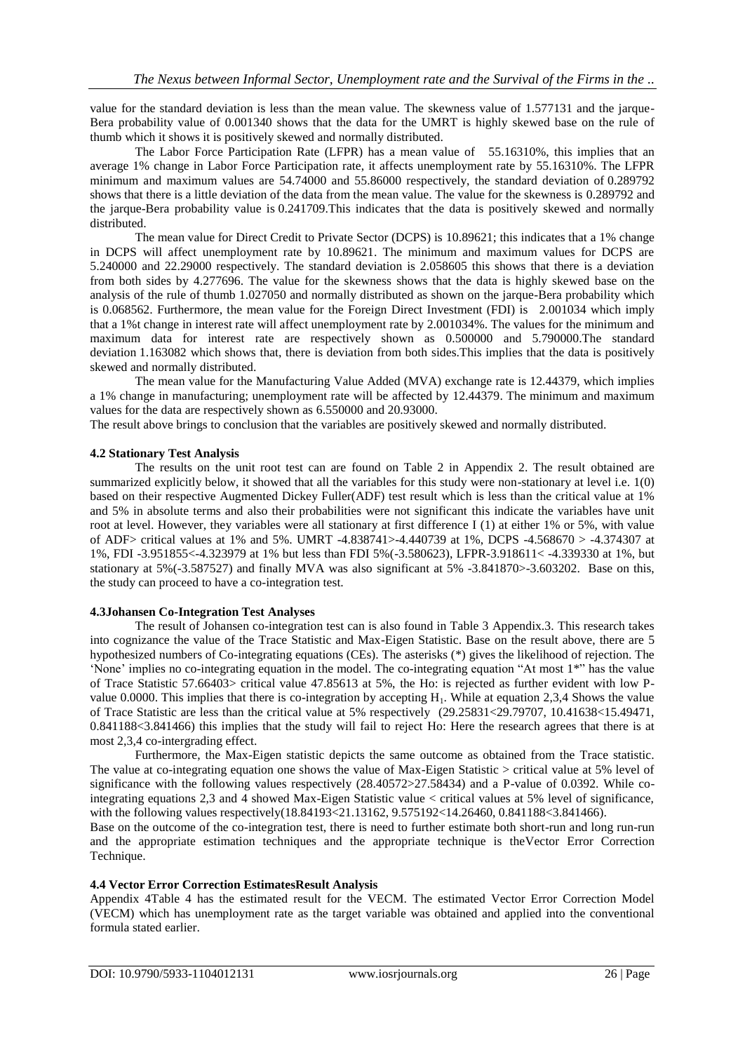value for the standard deviation is less than the mean value. The skewness value of 1.577131 and the jarque-Bera probability value of 0.001340 shows that the data for the UMRT is highly skewed base on the rule of thumb which it shows it is positively skewed and normally distributed.

The Labor Force Participation Rate (LFPR) has a mean value of 55.16310%, this implies that an average 1% change in Labor Force Participation rate, it affects unemployment rate by 55.16310%. The LFPR minimum and maximum values are 54.74000 and 55.86000 respectively, the standard deviation of 0.289792 shows that there is a little deviation of the data from the mean value. The value for the skewness is 0.289792 and the jarque-Bera probability value is 0.241709.This indicates that the data is positively skewed and normally distributed.

The mean value for Direct Credit to Private Sector (DCPS) is 10.89621; this indicates that a 1% change in DCPS will affect unemployment rate by 10.89621. The minimum and maximum values for DCPS are 5.240000 and 22.29000 respectively. The standard deviation is 2.058605 this shows that there is a deviation from both sides by 4.277696. The value for the skewness shows that the data is highly skewed base on the analysis of the rule of thumb 1.027050 and normally distributed as shown on the jarque-Bera probability which is 0.068562. Furthermore, the mean value for the Foreign Direct Investment (FDI) is 2.001034 which imply that a 1%t change in interest rate will affect unemployment rate by 2.001034%. The values for the minimum and maximum data for interest rate are respectively shown as 0.500000 and 5.790000.The standard deviation 1.163082 which shows that, there is deviation from both sides.This implies that the data is positively skewed and normally distributed.

The mean value for the Manufacturing Value Added (MVA) exchange rate is 12.44379, which implies a 1% change in manufacturing; unemployment rate will be affected by 12.44379. The minimum and maximum values for the data are respectively shown as 6.550000 and 20.93000.

The result above brings to conclusion that the variables are positively skewed and normally distributed.

### 4.2 Stationary Test Analysis

The results on the unit root test can are found on Table 2 in Appendix 2. The result obtained are summarized explicitly below, it showed that all the variables for this study were non-stationary at level i.e. 1(0) based on their respective Augmented Dickey Fuller(ADF) test result which is less than the critical value at 1% and 5% in absolute terms and also their probabilities were not significant this indicate the variables have unit root at level. However, they variables were all stationary at first difference I (1) at either 1% or 5%, with value of ADF> critical values at 1% and 5%. UMRT -4.838741>-4.440739 at 1%, DCPS -4.568670 > -4.374307 at 1%, FDI -3.951855<-4.323979 at 1% but less than FDI 5%(-3.580623), LFPR-3.918611< -4.339330 at 1%, but stationary at 5%(-3.587527) and finally MVA was also significant at 5% -3.841870>-3.603202. Base on this, the study can proceed to have a co-integration test.

### 4.3Johansen Co-Integration Test Analyses

The result of Johansen co-integration test can is also found in Table 3 Appendix.3. This research takes into cognizance the value of the Trace Statistic and Max-Eigen Statistic. Base on the result above, there are 5 hypothesized numbers of Co-integrating equations (CEs). The asterisks (*) gives the likelihood of rejection. The 'None' implies no co-integrating equation in the model. The co-integrating equation "At most 1*" has the value of Trace Statistic 57.66403> critical value 47.85613 at 5%, the Ho: is rejected as further evident with low P-value 0.0000. This implies that there is co-integration by accepting $H_1$. While at equation 2,3,4 Shows the value of Trace Statistic are less than the critical value at 5% respectively (29.25831<29.79707, 10.41638<15.49471, 0.841188<3.841466) this implies that the study will fail to reject Ho: Here the research agrees that there is at most 2,3,4 co-intergrading effect.

Furthermore, the Max-Eigen statistic depicts the same outcome as obtained from the Trace statistic. The value at co-integrating equation one shows the value of Max-Eigen Statistic > critical value at 5% level of significance with the following values respectively (28.40572>27.58434) and a P-value of 0.0392. While co-integrating equations 2,3 and 4 showed Max-Eigen Statistic value < critical values at 5% level of significance, with the following values respectively(18.84193<21.13162, 9.575192<14.26460, 0.841188<3.841466).

Base on the outcome of the co-integration test, there is need to further estimate both short-run and long run-run and the appropriate estimation techniques and the appropriate technique is theVector Error Correction Technique.

### 4.4 Vector Error Correction EstimatesResult Analysis

Appendix 4Table 4 has the estimated result for the VECM. The estimated Vector Error Correction Model (VECM) which has unemployment rate as the target variable was obtained and applied into the conventional formula stated earlier.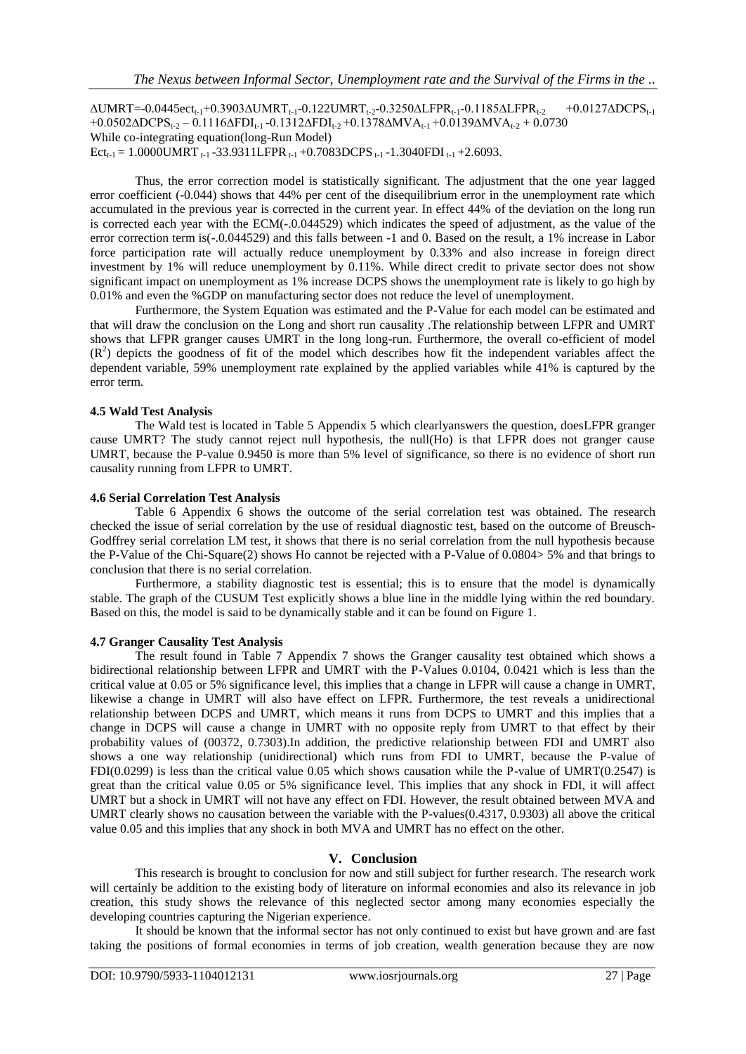$$\Delta UMRT = -0.0445ect_{t-1} + 0.3903\Delta UMRT_{t-1} - 0.122UMRT_{t-2} - 0.3250\Delta LFPR_{t-1} - 0.1185\Delta LFPR_{t-2} + 0.0127\Delta DCPS_{t-1} + 0.0502\Delta DCPS_{t-2} - 0.1116\Delta FDI_{t-1} - 0.1312\Delta FDI_{t-2} + 0.1378\Delta MVA_{t-1} + 0.0139\Delta MVA_{t-2} + 0.0730$$

While co-integrating equation(long-Run Model)

$$Ect_{t-1} = 1.0000UMRT_{t-1} - 33.9311LFPR_{t-1} + 0.7083DCPS_{t-1} - 1.3040FDI_{t-1} + 2.6093.$$

Thus, the error correction model is statistically significant. The adjustment that the one year lagged error coefficient (-0.044) shows that 44% per cent of the disequilibrium error in the unemployment rate which accumulated in the previous year is corrected in the current year. In effect 44% of the deviation on the long run is corrected each year with the ECM(-.0.044529) which indicates the speed of adjustment, as the value of the error correction term is(-.0.044529) and this falls between -1 and 0. Based on the result, a 1% increase in Labor force participation rate will actually reduce unemployment by 0.33% and also increase in foreign direct investment by 1% will reduce unemployment by 0.11%. While direct credit to private sector does not show significant impact on unemployment as 1% increase DCPS shows the unemployment rate is likely to go high by 0.01% and even the %GDP on manufacturing sector does not reduce the level of unemployment.

Furthermore, the System Equation was estimated and the P-Value for each model can be estimated and that will draw the conclusion on the Long and short run causality .The relationship between LFPR and UMRT shows that LFPR granger causes UMRT in the long long-run. Furthermore, the overall co-efficient of model ($R^2$) depicts the goodness of fit of the model which describes how fit the independent variables affect the dependent variable, 59% unemployment rate explained by the applied variables while 41% is captured by the error term.

### 4.5 Wald Test Analysis

The Wald test is located in Table 5 Appendix 5 which clearlyanswers the question, doesLFPR granger cause UMRT? The study cannot reject null hypothesis, the null(Ho) is that LFPR does not granger cause UMRT, because the P-value 0.9450 is more than 5% level of significance, so there is no evidence of short run causality running from LFPR to UMRT.

### 4.6 Serial Correlation Test Analysis

Table 6 Appendix 6 shows the outcome of the serial correlation test was obtained. The research checked the issue of serial correlation by the use of residual diagnostic test, based on the outcome of Breusch-Godffrey serial correlation LM test, it shows that there is no serial correlation from the null hypothesis because the P-Value of the Chi-Square(2) shows Ho cannot be rejected with a P-Value of 0.0804> 5% and that brings to conclusion that there is no serial correlation.

Furthermore, a stability diagnostic test is essential; this is to ensure that the model is dynamically stable. The graph of the CUSUM Test explicitly shows a blue line in the middle lying within the red boundary. Based on this, the model is said to be dynamically stable and it can be found on Figure 1.

### 4.7 Granger Causality Test Analysis

The result found in Table 7 Appendix 7 shows the Granger causality test obtained which shows a bidirectional relationship between LFPR and UMRT with the P-Values 0.0104, 0.0421 which is less than the critical value at 0.05 or 5% significance level, this implies that a change in LFPR will cause a change in UMRT, likewise a change in UMRT will also have effect on LFPR. Furthermore, the test reveals a unidirectional relationship between DCPS and UMRT, which means it runs from DCPS to UMRT and this implies that a change in DCPS will cause a change in UMRT with no opposite reply from UMRT to that effect by their probability values of (00372, 0.7303).In addition, the predictive relationship between FDI and UMRT also shows a one way relationship (unidirectional) which runs from FDI to UMRT, because the P-value of FDI(0.0299) is less than the critical value 0.05 which shows causation while the P-value of UMRT(0.2547) is great than the critical value 0.05 or 5% significance level. This implies that any shock in FDI, it will affect UMRT but a shock in UMRT will not have any effect on FDI. However, the result obtained between MVA and UMRT clearly shows no causation between the variable with the P-values(0.4317, 0.9303) all above the critical value 0.05 and this implies that any shock in both MVA and UMRT has no effect on the other.

## V. Conclusion

This research is brought to conclusion for now and still subject for further research. The research work will certainly be addition to the existing body of literature on informal economies and also its relevance in job creation, this study shows the relevance of this neglected sector among many economies especially the developing countries capturing the Nigerian experience.

It should be known that the informal sector has not only continued to exist but have grown and are fast taking the positions of formal economies in terms of job creation, wealth generation because they are now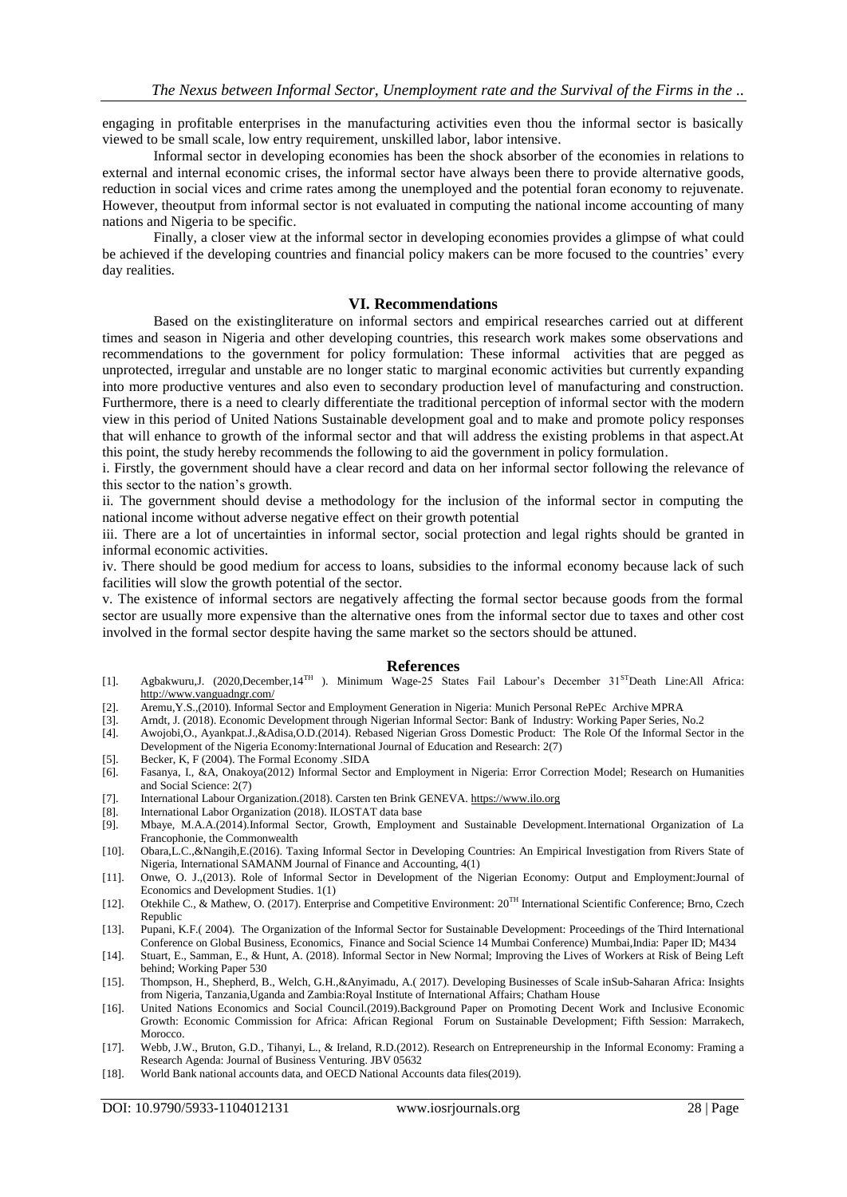engaging in profitable enterprises in the manufacturing activities even thou the informal sector is basically viewed to be small scale, low entry requirement, unskilled labor, labor intensive.

Informal sector in developing economies has been the shock absorber of the economies in relations to external and internal economic crises, the informal sector have always been there to provide alternative goods, reduction in social vices and crime rates among the unemployed and the potential foran economy to rejuvenate. However, theoutput from informal sector is not evaluated in computing the national income accounting of many nations and Nigeria to be specific.

Finally, a closer view at the informal sector in developing economies provides a glimpse of what could be achieved if the developing countries and financial policy makers can be more focused to the countries' every day realities.

## VI. Recommendations

Based on the existingliterature on informal sectors and empirical researches carried out at different times and season in Nigeria and other developing countries, this research work makes some observations and recommendations to the government for policy formulation: These informal activities that are pegged as unprotected, irregular and unstable are no longer static to marginal economic activities but currently expanding into more productive ventures and also even to secondary production level of manufacturing and construction. Furthermore, there is a need to clearly differentiate the traditional perception of informal sector with the modern view in this period of United Nations Sustainable development goal and to make and promote policy responses that will enhance to growth of the informal sector and that will address the existing problems in that aspect.At this point, the study hereby recommends the following to aid the government in policy formulation.

i. Firstly, the government should have a clear record and data on her informal sector following the relevance of this sector to the nation's growth.

ii. The government should devise a methodology for the inclusion of the informal sector in computing the national income without adverse negative effect on their growth potential

iii. There are a lot of uncertainties in informal sector, social protection and legal rights should be granted in informal economic activities.

iv. There should be good medium for access to loans, subsidies to the informal economy because lack of such facilities will slow the growth potential of the sector.

v. The existence of informal sectors are negatively affecting the formal sector because goods from the formal sector are usually more expensive than the alternative ones from the informal sector due to taxes and other cost involved in the formal sector despite having the same market so the sectors should be attuned.

## References

[1]. Agbakwuru,J. (2020,December,14[TH] ). Minimum Wage-25 States Fail Labour's December 31[ST]Death Line:All Africa: http://www.vanguadngr.com/

[2]. Aremu,Y.S.,(2010). Informal Sector and Employment Generation in Nigeria: Munich Personal RePEc Archive MPRA

[3]. Arndt, J. (2018). Economic Development through Nigerian Informal Sector: Bank of Industry: Working Paper Series, No.2

[4]. Awojobi,O., Ayankpat.J.,&Adisa,O.D.(2014). Rebased Nigerian Gross Domestic Product: The Role Of the Informal Sector in the Development of the Nigeria Economy:International Journal of Education and Research: 2(7)

[5]. Becker, K, F (2004). The Formal Economy .SIDA

[6]. Fasanya, I., &A, Onakoya(2012) Informal Sector and Employment in Nigeria: Error Correction Model; Research on Humanities and Social Science: 2(7)

[7]. International Labour Organization.(2018). Carsten ten Brink GENEVA. https://www.ilo.org

[8]. International Labor Organization (2018). ILOSTAT data base

[9]. Mbaye, M.A.A.(2014).Informal Sector, Growth, Employment and Sustainable Development.International Organization of La Francophonie, the Commonwealth

[10]. Obara,L.C.,&Nangih,E.(2016). Taxing Informal Sector in Developing Countries: An Empirical Investigation from Rivers State of Nigeria, International SAMANM Journal of Finance and Accounting, 4(1)

[11]. Onwe, O. J.,(2013). Role of Informal Sector in Development of the Nigerian Economy: Output and Employment:Journal of Economics and Development Studies. 1(1)

[12]. Otekhile C., & Mathew, O. (2017). Enterprise and Competitive Environment: 20[TH] International Scientific Conference; Brno, Czech Republic

[13]. Pupani, K.F.( 2004). The Organization of the Informal Sector for Sustainable Development: Proceedings of the Third International Conference on Global Business, Economics, Finance and Social Science 14 Mumbai Conference) Mumbai,India: Paper ID; M434

[14]. Stuart, E., Samman, E., & Hunt, A. (2018). Informal Sector in New Normal; Improving the Lives of Workers at Risk of Being Left behind; Working Paper 530

[15]. Thompson, H., Shepherd, B., Welch, G.H.,&Anyimadu, A.( 2017). Developing Businesses of Scale inSub-Saharan Africa: Insights from Nigeria, Tanzania,Uganda and Zambia:Royal Institute of International Affairs; Chatham House

[16]. United Nations Economics and Social Council.(2019).Background Paper on Promoting Decent Work and Inclusive Economic Growth: Economic Commission for Africa: African Regional Forum on Sustainable Development; Fifth Session: Marrakech, Morocco.

[17]. Webb, J.W., Bruton, G.D., Tihanyi, L., & Ireland, R.D.(2012). Research on Entrepreneurship in the Informal Economy: Framing a Research Agenda: Journal of Business Venturing. JBV 05632

[18]. World Bank national accounts data, and OECD National Accounts data files(2019).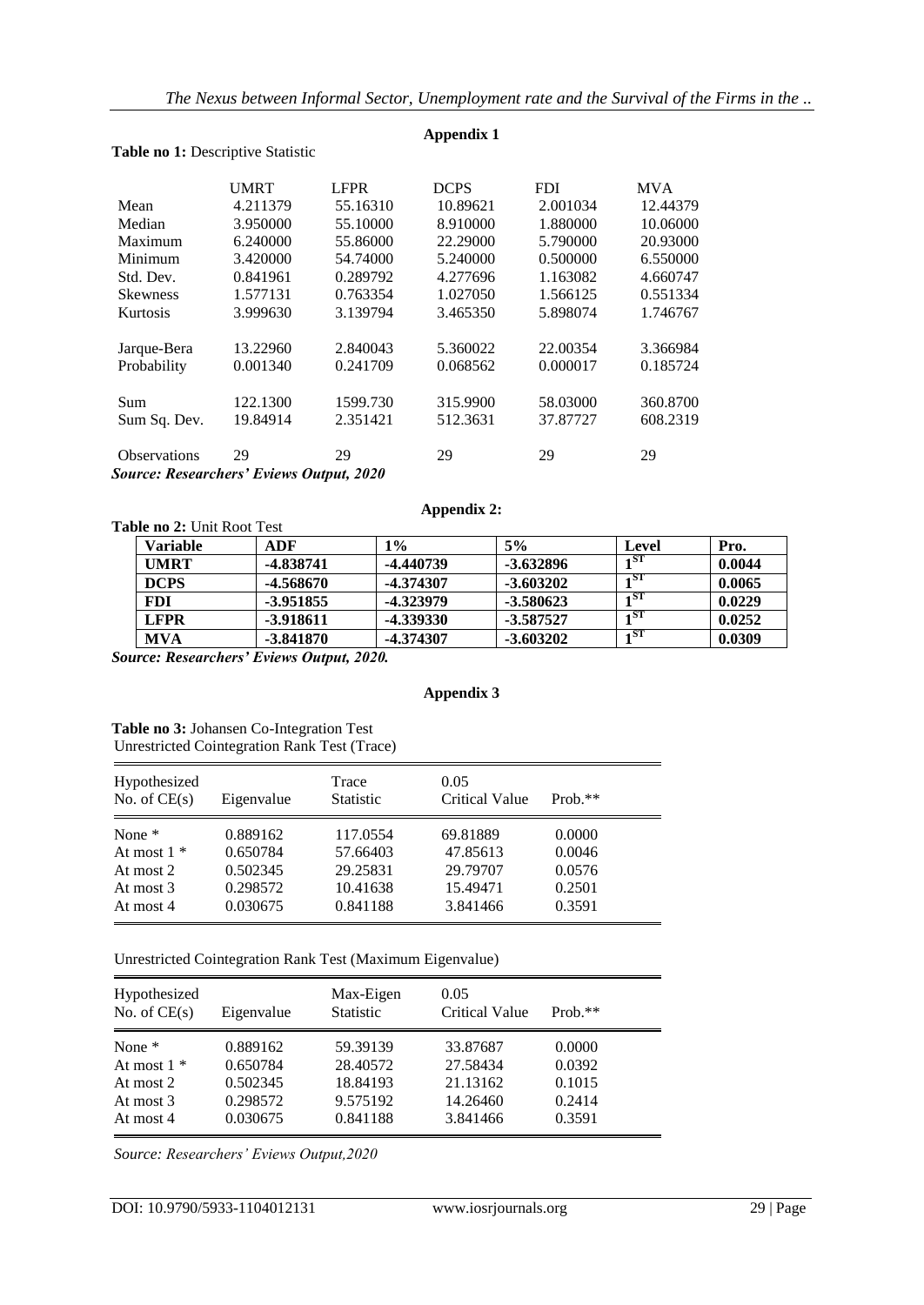## Appendix 1

**Table no 1:** Descriptive Statistic

| | UMRT | LFPR | DCPS | FDI | MVA |
|---|---|---|---|---|---|
| Mean | 4.211379 | 55.16310 | 10.89621 | 2.001034 | 12.44379 |
| Median | 3.950000 | 55.10000 | 8.910000 | 1.880000 | 10.06000 |
| Maximum | 6.240000 | 55.86000 | 22.29000 | 5.790000 | 20.93000 |
| Minimum | 3.420000 | 54.74000 | 5.240000 | 0.500000 | 6.550000 |
| Std. Dev. | 0.841961 | 0.289792 | 4.277696 | 1.163082 | 4.660747 |
| Skewness | 1.577131 | 0.763354 | 1.027050 | 1.566125 | 0.551334 |
| Kurtosis | 3.999630 | 3.139794 | 3.465350 | 5.898074 | 1.746767 |
| Jarque-Bera | 13.22960 | 2.840043 | 5.360022 | 22.00354 | 3.366984 |
| Probability | 0.001340 | 0.241709 | 0.068562 | 0.000017 | 0.185724 |
| Sum | 122.1300 | 1599.730 | 315.9900 | 58.03000 | 360.8700 |
| Sum Sq. Dev. | 19.84914 | 2.351421 | 512.3631 | 37.87727 | 608.2319 |
| Observations | 29 | 29 | 29 | 29 | 29 |

***Source: Researchers' Eviews Output, 2020***

## Appendix 2:

**Table no 2:** Unit Root Test

| Variable | ADF | 1% | 5% | Level | Pro. |
|---|---|---|---|---|---|
| **UMRT** | **-4.838741** | **-4.440739** | **-3.632896** | **1ST** | **0.0044** |
| **DCPS** | **-4.568670** | **-4.374307** | **-3.603202** | **1ST** | **0.0065** |
| **FDI** | **-3.951855** | **-4.323979** | **-3.580623** | **1ST** | **0.0229** |
| **LFPR** | **-3.918611** | **-4.339330** | **-3.587527** | **1ST** | **0.0252** |
| **MVA** | **-3.841870** | **-4.374307** | **-3.603202** | **1ST** | **0.0309** |

***Source: Researchers' Eviews Output, 2020.***

## Appendix 3

**Table no 3:** Johansen Co-Integration Test
Unrestricted Cointegration Rank Test (Trace)

| Hypothesized No. of CE(s) | Eigenvalue | Trace Statistic | 0.05 Critical Value | Prob.** |
|---|---|---|---|---|
| None * | 0.889162 | 117.0554 | 69.81889 | 0.0000 |
| At most 1 * | 0.650784 | 57.66403 | 47.85613 | 0.0046 |
| At most 2 | 0.502345 | 29.25831 | 29.79707 | 0.0576 |
| At most 3 | 0.298572 | 10.41638 | 15.49471 | 0.2501 |
| At most 4 | 0.030675 | 0.841188 | 3.841466 | 0.3591 |

Unrestricted Cointegration Rank Test (Maximum Eigenvalue)

| Hypothesized No. of CE(s) | Eigenvalue | Max-Eigen Statistic | 0.05 Critical Value | Prob.** |
|---|---|---|---|---|
| None * | 0.889162 | 59.39139 | 33.87687 | 0.0000 |
| At most 1 * | 0.650784 | 28.40572 | 27.58434 | 0.0392 |
| At most 2 | 0.502345 | 18.84193 | 21.13162 | 0.1015 |
| At most 3 | 0.298572 | 9.575192 | 14.26460 | 0.2414 |
| At most 4 | 0.030675 | 0.841188 | 3.841466 | 0.3591 |

*Source: Researchers' Eviews Output,2020*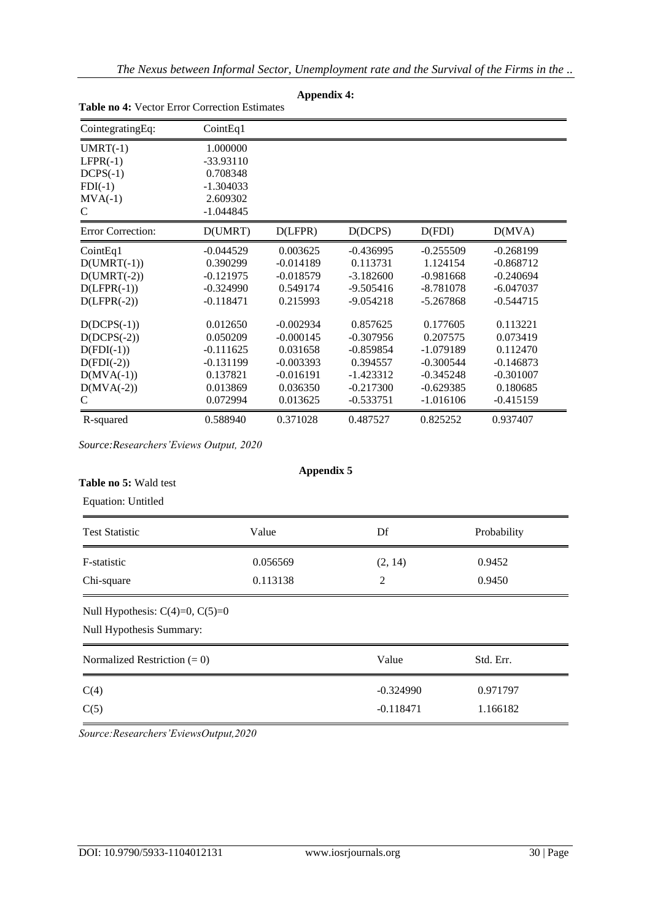## Appendix 4:

**Table no 4:** Vector Error Correction Estimates

| CointegratingEq: | CointEq1 | | | | |
|---|---|---|---|---|---|
| UMRT(-1) | 1.000000 | | | | |
| LFPR(-1) | -33.93110 | | | | |
| DCPS(-1) | 0.708348 | | | | |
| FDI(-1) | -1.304033 | | | | |
| MVA(-1) | 2.609302 | | | | |
| C | -1.044845 | | | | |
| **Error Correction:** | **D(UMRT)** | **D(LFPR)** | **D(DCPS)** | **D(FDI)** | **D(MVA)** |
| CointEq1 | -0.044529 | 0.003625 | -0.436995 | -0.255509 | -0.268199 |
| D(UMRT(-1)) | 0.390299 | -0.014189 | 0.113731 | 1.124154 | -0.868712 |
| D(UMRT(-2)) | -0.121975 | -0.018579 | -3.182600 | -0.981668 | -0.240694 |
| D(LFPR(-1)) | -0.324990 | 0.549174 | -9.505416 | -8.781078 | -6.047037 |
| D(LFPR(-2)) | -0.118471 | 0.215993 | -9.054218 | -5.267868 | -0.544715 |
| D(DCPS(-1)) | 0.012650 | -0.002934 | 0.857625 | 0.177605 | 0.113221 |
| D(DCPS(-2)) | 0.050209 | -0.000145 | -0.307956 | 0.207575 | 0.073419 |
| D(FDI(-1)) | -0.111625 | 0.031658 | -0.859854 | -1.079189 | 0.112470 |
| D(FDI(-2)) | -0.131199 | -0.003393 | 0.394557 | -0.300544 | -0.146873 |
| D(MVA(-1)) | 0.137821 | -0.016191 | -1.423312 | -0.345248 | -0.301007 |
| D(MVA(-2)) | 0.013869 | 0.036350 | -0.217300 | -0.629385 | 0.180685 |
| C | 0.072994 | 0.013625 | -0.533751 | -1.016106 | -0.415159 |
| R-squared | 0.588940 | 0.371028 | 0.487527 | 0.825252 | 0.937407 |

*Source:Researchers'Eviews Output, 2020*

## Appendix 5

**Table no 5:** Wald test

Equation: Untitled

| Test Statistic | Value | Df | Probability |
|---|---|---|---|
| F-statistic | 0.056569 | (2, 14) | 0.9452 |
| Chi-square | 0.113138 | 2 | 0.9450 |

Null Hypothesis: C(4)=0, C(5)=0

Null Hypothesis Summary:

| Normalized Restriction (= 0) | Value | Std. Err. |
|---|---|---|
| C(4) | -0.324990 | 0.971797 |
| C(5) | -0.118471 | 1.166182 |

*Source:Researchers'EviewsOutput,2020*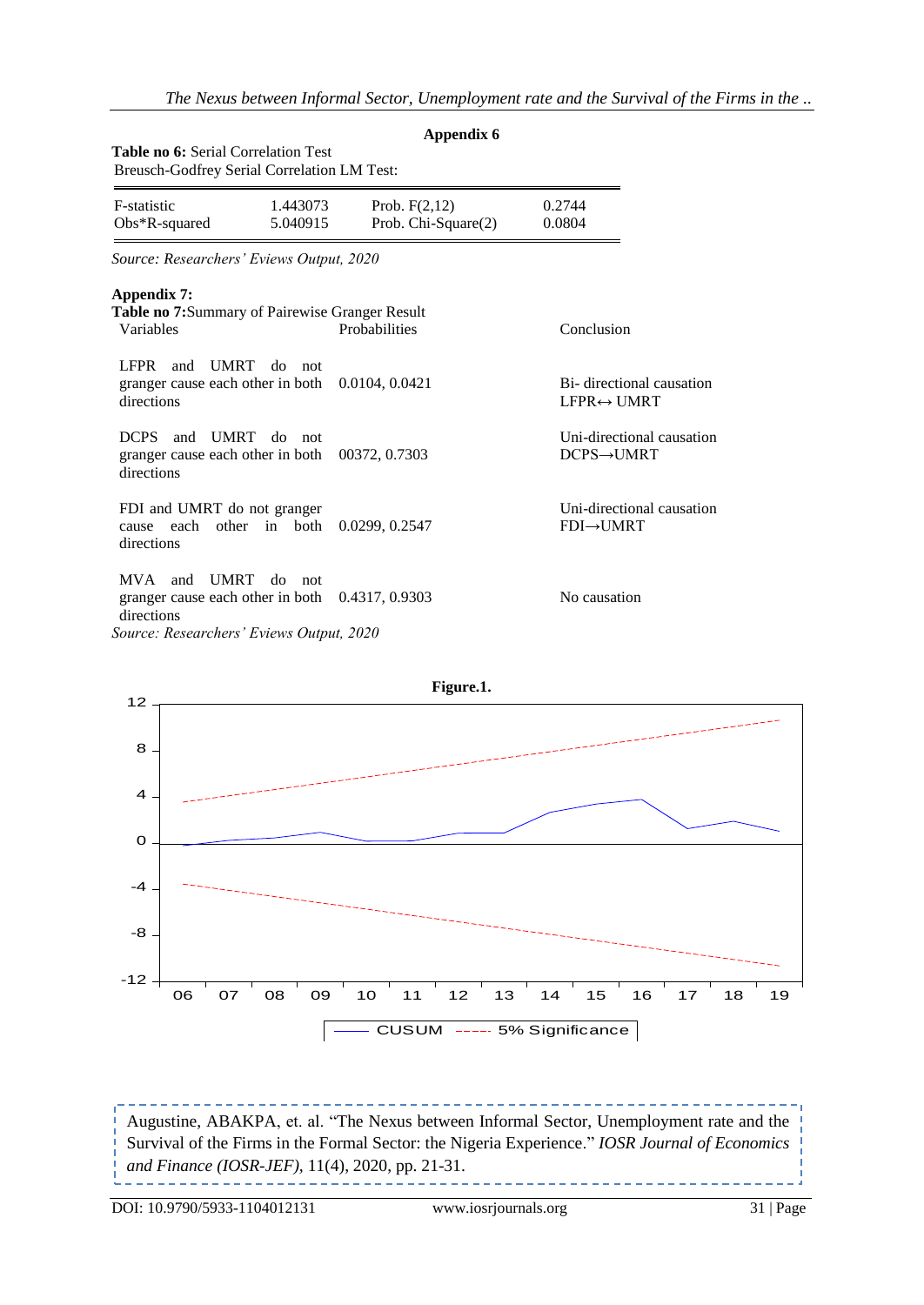### Appendix 6

**Table no 6:** Serial Correlation Test
Breusch-Godfrey Serial Correlation LM Test:

| | | | |
|---|---|---|---|
| F-statistic | 1.443073 | Prob. F(2,12) | 0.2744 |
| Obs*R-squared | 5.040915 | Prob. Chi-Square(2) | 0.0804 |

*Source: Researchers' Eviews Output, 2020*

**Appendix 7:**

**Table no 7:** Summary of Pairewise Granger Result

| Variables | Probabilities | Conclusion |
|---|---|---|
| LFPR and UMRT do not granger cause each other in both directions | 0.0104, 0.0421 | Bi- directional causation LFPR↔ UMRT |
| DCPS and UMRT do not granger cause each other in both directions | 00372, 0.7303 | Uni-directional causation DCPS→UMRT |
| FDI and UMRT do not granger cause each other in both directions | 0.0299, 0.2547 | Uni-directional causation FDI→UMRT |
| MVA and UMRT do not granger cause each other in both directions | 0.4317, 0.9303 | No causation |

*Source: Researchers' Eviews Output, 2020*

**Figure.1.**

12
8
4
0
-4
-8
-12

06 07 08 09 10 11 12 13 14 15 16 17 18 19

CUSUM ----- 5% Significance

Augustine, ABAKPA, et. al. "The Nexus between Informal Sector, Unemployment rate and the Survival of the Firms in the Formal Sector: the Nigeria Experience." *IOSR Journal of Economics and Finance (IOSR-JEF)*, 11(4), 2020, pp. 21-31.